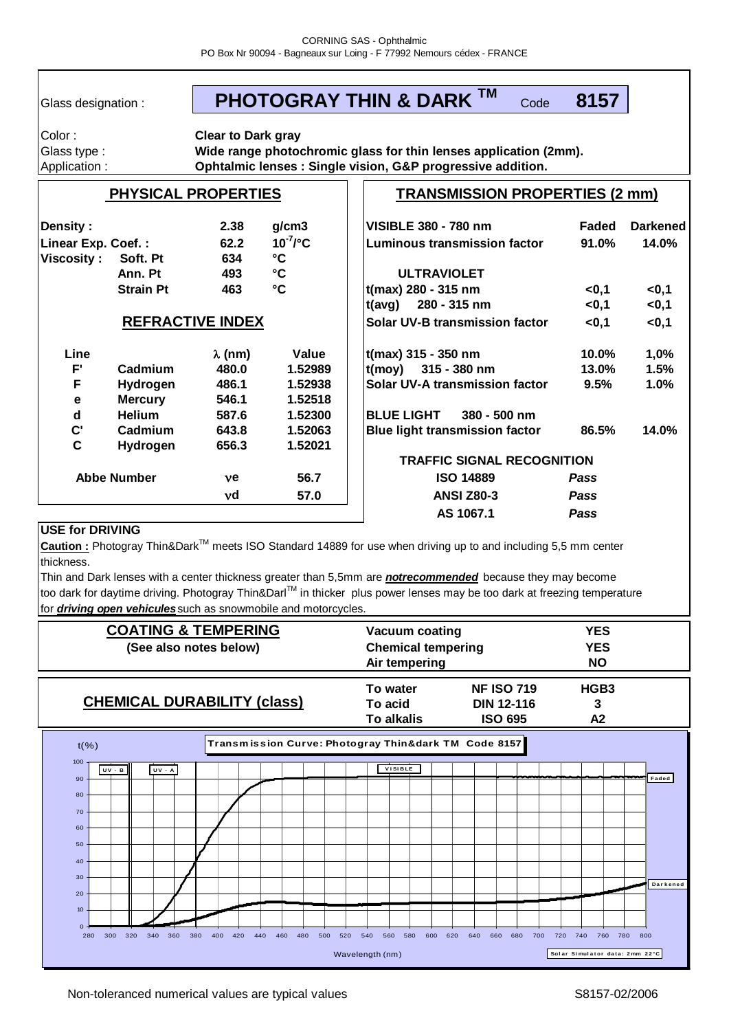CORNING SAS - Ophthalmic
PO Box Nr 90094 - Bagneaux sur Loing - F 77992 Nemours cédex - FRANCE

Glass designation : **PHOTOGRAY THIN & DARK ™** Code **8157**

| | |
|---|---|
| Color : | **Clear to Dark gray** |
| Glass type : | **Wide range photochromic glass for thin lenses application (2mm).** |
| Application : | **Ophtalmic lenses : Single vision, G&P progressive addition.** |

## PHYSICAL PROPERTIES

| | | | |
|---|---|---|---|
| **Density :** | | **2.38** | **g/cm3** |
| **Linear Exp. Coef. :** | | **62.2** | **$10^{-7}$/°C** |
| **Viscosity :** | **Soft. Pt** | **634** | **°C** |
| | **Ann. Pt** | **493** | **°C** |
| | **Strain Pt** | **463** | **°C** |

### REFRACTIVE INDEX

| Line | | λ (nm) | Value |
|---|---|---|---|
| F' | Cadmium | 480.0 | 1.52989 |
| F | Hydrogen | 486.1 | 1.52938 |
| e | Mercury | 546.1 | 1.52518 |
| d | Helium | 587.6 | 1.52300 |
| C' | Cadmium | 643.8 | 1.52063 |
| C | Hydrogen | 656.3 | 1.52021 |
| Abbe Number | | νe | 56.7 |
| | | νd | 57.0 |

## TRANSMISSION PROPERTIES (2 mm)

| | Faded | Darkened |
|---|---|---|
| **VISIBLE 380 - 780 nm** | | |
| Luminous transmission factor | 91.0% | 14.0% |
| **ULTRAVIOLET** | | |
| t(max) 280 - 315 nm | <0,1 | <0,1 |
| t(avg) 280 - 315 nm | <0,1 | <0,1 |
| Solar UV-B transmission factor | <0,1 | <0,1 |
| t(max) 315 - 350 nm | 10.0% | 1,0% |
| t(moy) 315 - 380 nm | 13.0% | 1.5% |
| Solar UV-A transmission factor | 9.5% | 1.0% |
| **BLUE LIGHT 380 - 500 nm** | | |
| Blue light transmission factor | 86.5% | 14.0% |

**TRAFFIC SIGNAL RECOGNITION**

| | |
|---|---|
| ISO 14889 | *Pass* |
| ANSI Z80-3 | *Pass* |
| AS 1067.1 | *Pass* |

**USE for DRIVING**

**Caution :** Photogray Thin&Dark™ meets ISO Standard 14889 for use when driving up to and including 5,5 mm center thickness.

Thin and Dark lenses with a center thickness greater than 5,5mm are ***notrecommended*** because they may become too dark for daytime driving. Photogray Thin&Darl™ in thicker plus power lenses may be too dark at freezing temperature for ***driving open vehicules*** such as snowmobile and motorcycles.

## COATING & TEMPERING
**(See also notes below)**

| | |
|---|---|
| Vacuum coating | YES |
| Chemical tempering | YES |
| Air tempering | NO |

## CHEMICAL DURABILITY (class)

| | | |
|---|---|---|
| To water | NF ISO 719 | HGB3 |
| To acid | DIN 12-116 | 3 |
| To alkalis | ISO 695 | A2 |

**Transmission Curve: Photogray Thin&dark TM Code 8157**

t(%) vs Wavelength (nm), 280–800 nm; regions UV-B, UV-A, VISIBLE; curves Faded and Darkened. Solar Simulator data: 2mm 22°C

Non-toleranced numerical values are typical values

S8157-02/2006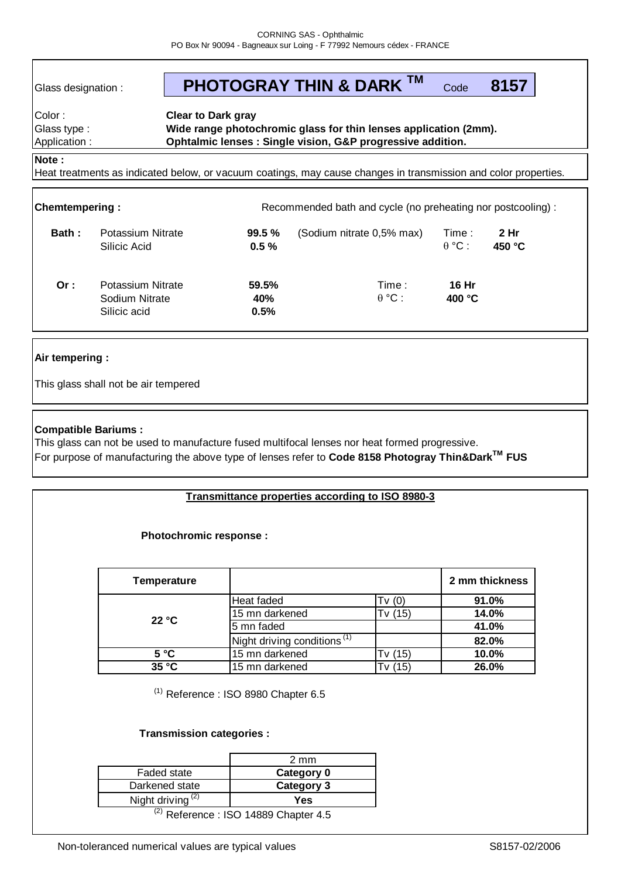CORNING SAS - Ophthalmic
PO Box Nr 90094 - Bagneaux sur Loing - F 77992 Nemours cédex - FRANCE

Glass designation : **PHOTOGRAY THIN & DARK ™** Code **8157**

Color : **Clear to Dark gray**
Glass type : **Wide range photochromic glass for thin lenses application (2mm).**
Application : **Ophtalmic lenses : Single vision, G&P progressive addition.**

**Note :**
Heat treatments as indicated below, or vacuum coatings, may cause changes in transmission and color properties.

**Chemtempering :** Recommended bath and cycle (no preheating nor postcooling) :

| | | | | | |
|---|---|---|---|---|---|
| **Bath :** | Potassium Nitrate | **99.5 %** | (Sodium nitrate 0,5% max) | Time : | **2 Hr** |
| | Silicic Acid | **0.5 %** | | θ °C : | **450 °C** |
| **Or :** | Potassium Nitrate | **59.5%** | Time : | **16 Hr** | |
| | Sodium Nitrate | **40%** | θ °C : | **400 °C** | |
| | Silicic acid | **0.5%** | | | |

**Air tempering :**

This glass shall not be air tempered

**Compatible Bariums :**
This glass can not be used to manufacture fused multifocal lenses nor heat formed progressive.
For purpose of manufacturing the above type of lenses refer to **Code 8158 Photogray Thin&Dark™ FUS**

**Transmittance properties according to ISO 8980-3**

**Photochromic response :**

| Temperature | | | 2 mm thickness |
|---|---|---|---|
| 22 °C | Heat faded | Tv (0) | **91.0%** |
| | 15 mn darkened | Tv (15) | **14.0%** |
| | 5 mn faded | | **41.0%** |
| | Night driving conditions [1] | | **82.0%** |
| 5 °C | 15 mn darkened | Tv (15) | **10.0%** |
| 35 °C | 15 mn darkened | Tv (15) | **26.0%** |

[1] Reference : ISO 8980 Chapter 6.5

**Transmission categories :**

| | 2 mm |
|---|---|
| Faded state | **Category 0** |
| Darkened state | **Category 3** |
| Night driving [2] | **Yes** |

[2] Reference : ISO 14889 Chapter 4.5

Non-toleranced numerical values are typical values S8157-02/2006